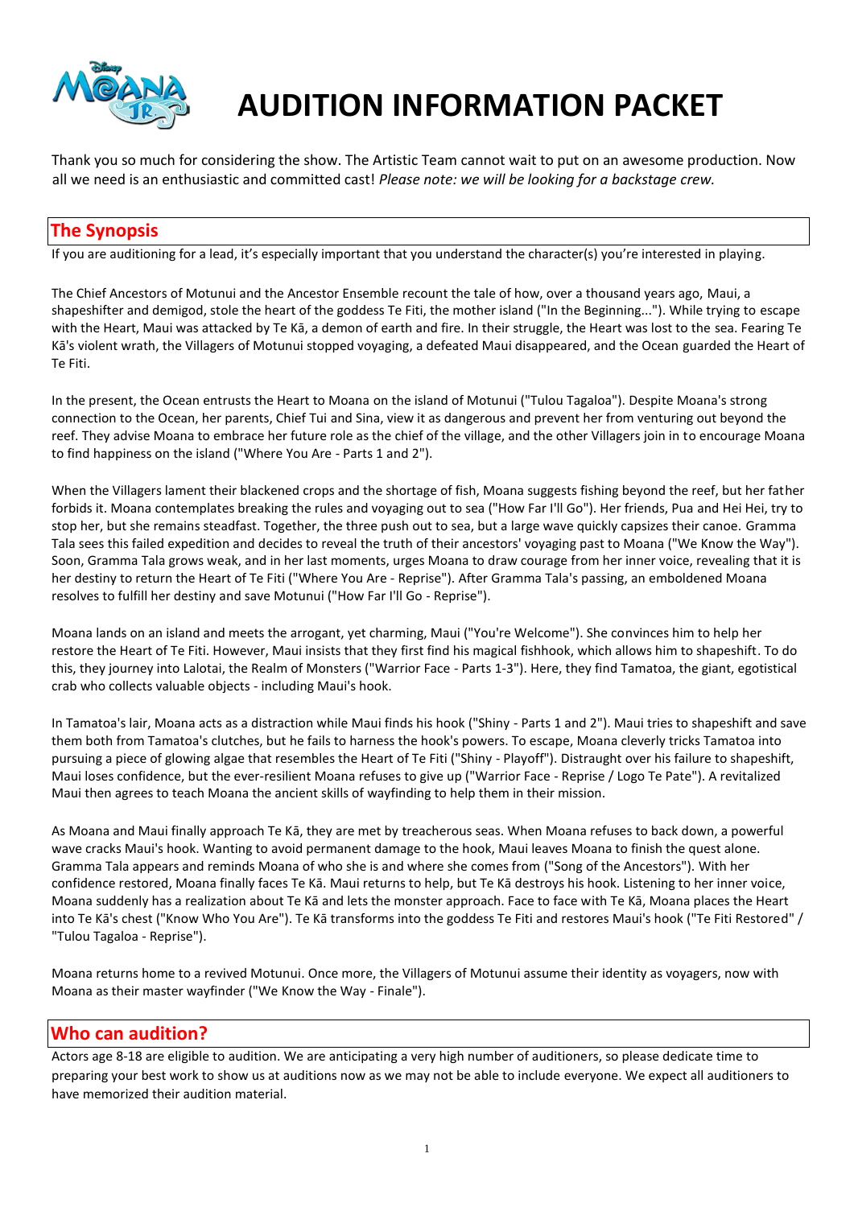# AUDITION INFORMATION PACKET

Thank you so much for considering the show. The Artistic Team cannot wait to put on an awesome production. Now all we need is an enthusiastic and committed cast! *Please note: we will be looking for a backstage crew.*

## The Synopsis

If you are auditioning for a lead, it's especially important that you understand the character(s) you're interested in playing.

The Chief Ancestors of Motunui and the Ancestor Ensemble recount the tale of how, over a thousand years ago, Maui, a shapeshifter and demigod, stole the heart of the goddess Te Fiti, the mother island ("In the Beginning..."). While trying to escape with the Heart, Maui was attacked by Te Kā, a demon of earth and fire. In their struggle, the Heart was lost to the sea. Fearing Te Kā's violent wrath, the Villagers of Motunui stopped voyaging, a defeated Maui disappeared, and the Ocean guarded the Heart of Te Fiti.

In the present, the Ocean entrusts the Heart to Moana on the island of Motunui ("Tulou Tagaloa"). Despite Moana's strong connection to the Ocean, her parents, Chief Tui and Sina, view it as dangerous and prevent her from venturing out beyond the reef. They advise Moana to embrace her future role as the chief of the village, and the other Villagers join in to encourage Moana to find happiness on the island ("Where You Are - Parts 1 and 2").

When the Villagers lament their blackened crops and the shortage of fish, Moana suggests fishing beyond the reef, but her father forbids it. Moana contemplates breaking the rules and voyaging out to sea ("How Far I'll Go"). Her friends, Pua and Hei Hei, try to stop her, but she remains steadfast. Together, the three push out to sea, but a large wave quickly capsizes their canoe. Gramma Tala sees this failed expedition and decides to reveal the truth of their ancestors' voyaging past to Moana ("We Know the Way"). Soon, Gramma Tala grows weak, and in her last moments, urges Moana to draw courage from her inner voice, revealing that it is her destiny to return the Heart of Te Fiti ("Where You Are - Reprise"). After Gramma Tala's passing, an emboldened Moana resolves to fulfill her destiny and save Motunui ("How Far I'll Go - Reprise").

Moana lands on an island and meets the arrogant, yet charming, Maui ("You're Welcome"). She convinces him to help her restore the Heart of Te Fiti. However, Maui insists that they first find his magical fishhook, which allows him to shapeshift. To do this, they journey into Lalotai, the Realm of Monsters ("Warrior Face - Parts 1-3"). Here, they find Tamatoa, the giant, egotistical crab who collects valuable objects - including Maui's hook.

In Tamatoa's lair, Moana acts as a distraction while Maui finds his hook ("Shiny - Parts 1 and 2"). Maui tries to shapeshift and save them both from Tamatoa's clutches, but he fails to harness the hook's powers. To escape, Moana cleverly tricks Tamatoa into pursuing a piece of glowing algae that resembles the Heart of Te Fiti ("Shiny - Playoff"). Distraught over his failure to shapeshift, Maui loses confidence, but the ever-resilient Moana refuses to give up ("Warrior Face - Reprise / Logo Te Pate"). A revitalized Maui then agrees to teach Moana the ancient skills of wayfinding to help them in their mission.

As Moana and Maui finally approach Te Kā, they are met by treacherous seas. When Moana refuses to back down, a powerful wave cracks Maui's hook. Wanting to avoid permanent damage to the hook, Maui leaves Moana to finish the quest alone. Gramma Tala appears and reminds Moana of who she is and where she comes from ("Song of the Ancestors"). With her confidence restored, Moana finally faces Te Kā. Maui returns to help, but Te Kā destroys his hook. Listening to her inner voice, Moana suddenly has a realization about Te Kā and lets the monster approach. Face to face with Te Kā, Moana places the Heart into Te Kā's chest ("Know Who You Are"). Te Kā transforms into the goddess Te Fiti and restores Maui's hook ("Te Fiti Restored" / "Tulou Tagaloa - Reprise").

Moana returns home to a revived Motunui. Once more, the Villagers of Motunui assume their identity as voyagers, now with Moana as their master wayfinder ("We Know the Way - Finale").

## Who can audition?

Actors age 8-18 are eligible to audition. We are anticipating a very high number of auditioners, so please dedicate time to preparing your best work to show us at auditions now as we may not be able to include everyone. We expect all auditioners to have memorized their audition material.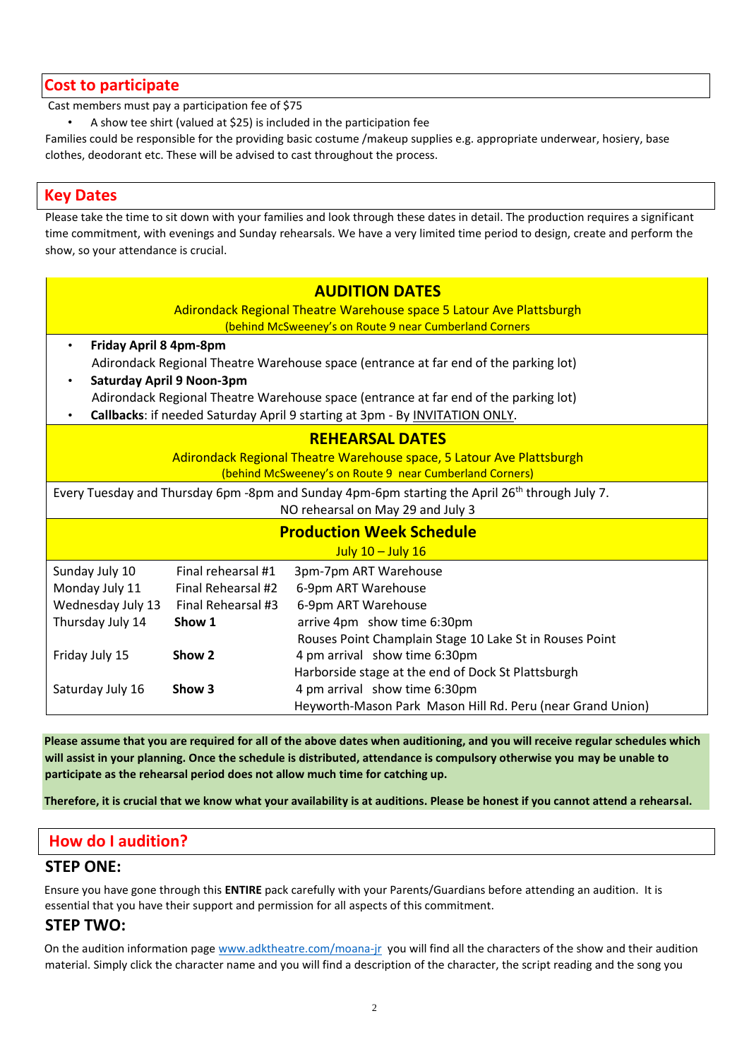## Cost to participate

Cast members must pay a participation fee of $75

- A show tee shirt (valued at $25) is included in the participation fee

Families could be responsible for the providing basic costume /makeup supplies e.g. appropriate underwear, hosiery, base clothes, deodorant etc. These will be advised to cast throughout the process.

## Key Dates

Please take the time to sit down with your families and look through these dates in detail. The production requires a significant time commitment, with evenings and Sunday rehearsals. We have a very limited time period to design, create and perform the show, so your attendance is crucial.

### AUDITION DATES

Adirondack Regional Theatre Warehouse space 5 Latour Ave Plattsburgh
(behind McSweeney's on Route 9 near Cumberland Corners)

- **Friday April 8 4pm-8pm**
  Adirondack Regional Theatre Warehouse space (entrance at far end of the parking lot)
- **Saturday April 9 Noon-3pm**
  Adirondack Regional Theatre Warehouse space (entrance at far end of the parking lot)
- **Callbacks**: if needed Saturday April 9 starting at 3pm - By INVITATION ONLY.

### REHEARSAL DATES

Adirondack Regional Theatre Warehouse space, 5 Latour Ave Plattsburgh
(behind McSweeney's on Route 9 near Cumberland Corners)

Every Tuesday and Thursday 6pm -8pm and Sunday 4pm-6pm starting the April 26th through July 7.
NO rehearsal on May 29 and July 3

### Production Week Schedule

July 10 – July 16

| | | |
|---|---|---|
| Sunday July 10 | Final rehearsal #1 | 3pm-7pm ART Warehouse |
| Monday July 11 | Final Rehearsal #2 | 6-9pm ART Warehouse |
| Wednesday July 13 | Final Rehearsal #3 | 6-9pm ART Warehouse |
| Thursday July 14 | **Show 1** | arrive 4pm show time 6:30pm<br>Rouses Point Champlain Stage 10 Lake St in Rouses Point |
| Friday July 15 | **Show 2** | 4 pm arrival show time 6:30pm<br>Harborside stage at the end of Dock St Plattsburgh |
| Saturday July 16 | **Show 3** | 4 pm arrival show time 6:30pm<br>Heyworth-Mason Park Mason Hill Rd. Peru (near Grand Union) |

**Please assume that you are required for all of the above dates when auditioning, and you will receive regular schedules which will assist in your planning. Once the schedule is distributed, attendance is compulsory otherwise you may be unable to participate as the rehearsal period does not allow much time for catching up.**

**Therefore, it is crucial that we know what your availability is at auditions. Please be honest if you cannot attend a rehearsal.**

## How do I audition?

### STEP ONE:

Ensure you have gone through this **ENTIRE** pack carefully with your Parents/Guardians before attending an audition. It is essential that you have their support and permission for all aspects of this commitment.

### STEP TWO:

On the audition information page www.adktheatre.com/moana-jr you will find all the characters of the show and their audition material. Simply click the character name and you will find a description of the character, the script reading and the song you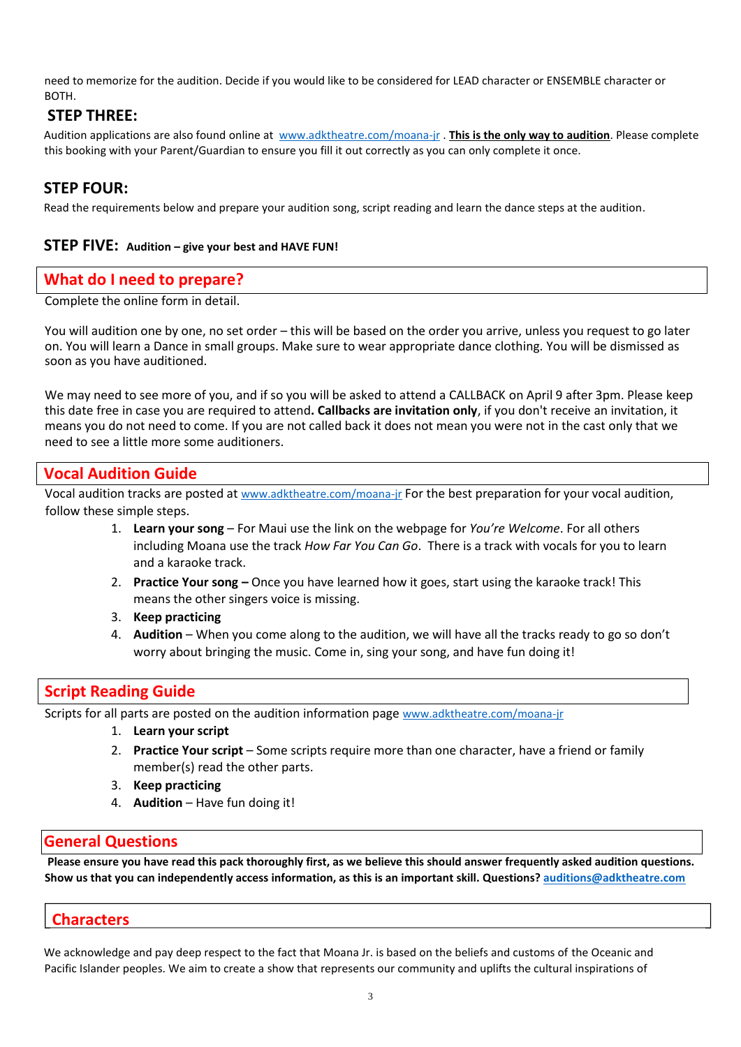need to memorize for the audition. Decide if you would like to be considered for LEAD character or ENSEMBLE character or BOTH.

## STEP THREE:

Audition applications are also found online at www.adktheatre.com/moana-jr . **This is the only way to audition**. Please complete this booking with your Parent/Guardian to ensure you fill it out correctly as you can only complete it once.

## STEP FOUR:

Read the requirements below and prepare your audition song, script reading and learn the dance steps at the audition.

## STEP FIVE: Audition – give your best and HAVE FUN!

## What do I need to prepare?

Complete the online form in detail.

You will audition one by one, no set order – this will be based on the order you arrive, unless you request to go later on. You will learn a Dance in small groups. Make sure to wear appropriate dance clothing. You will be dismissed as soon as you have auditioned.

We may need to see more of you, and if so you will be asked to attend a CALLBACK on April 9 after 3pm. Please keep this date free in case you are required to attend**. Callbacks are invitation only**, if you don't receive an invitation, it means you do not need to come. If you are not called back it does not mean you were not in the cast only that we need to see a little more some auditioners.

## Vocal Audition Guide

Vocal audition tracks are posted at www.adktheatre.com/moana-jr For the best preparation for your vocal audition, follow these simple steps.

1. **Learn your song** – For Maui use the link on the webpage for *You're Welcome*. For all others including Moana use the track *How Far You Can Go*. There is a track with vocals for you to learn and a karaoke track.
2. **Practice Your song –** Once you have learned how it goes, start using the karaoke track! This means the other singers voice is missing.
3. **Keep practicing**
4. **Audition** – When you come along to the audition, we will have all the tracks ready to go so don't worry about bringing the music. Come in, sing your song, and have fun doing it!

## Script Reading Guide

Scripts for all parts are posted on the audition information page www.adktheatre.com/moana-jr

1. **Learn your script**
2. **Practice Your script** – Some scripts require more than one character, have a friend or family member(s) read the other parts.
3. **Keep practicing**
4. **Audition** – Have fun doing it!

## General Questions

**Please ensure you have read this pack thoroughly first, as we believe this should answer frequently asked audition questions. Show us that you can independently access information, as this is an important skill. Questions? auditions@adktheatre.com**

## Characters

We acknowledge and pay deep respect to the fact that Moana Jr. is based on the beliefs and customs of the Oceanic and Pacific Islander peoples. We aim to create a show that represents our community and uplifts the cultural inspirations of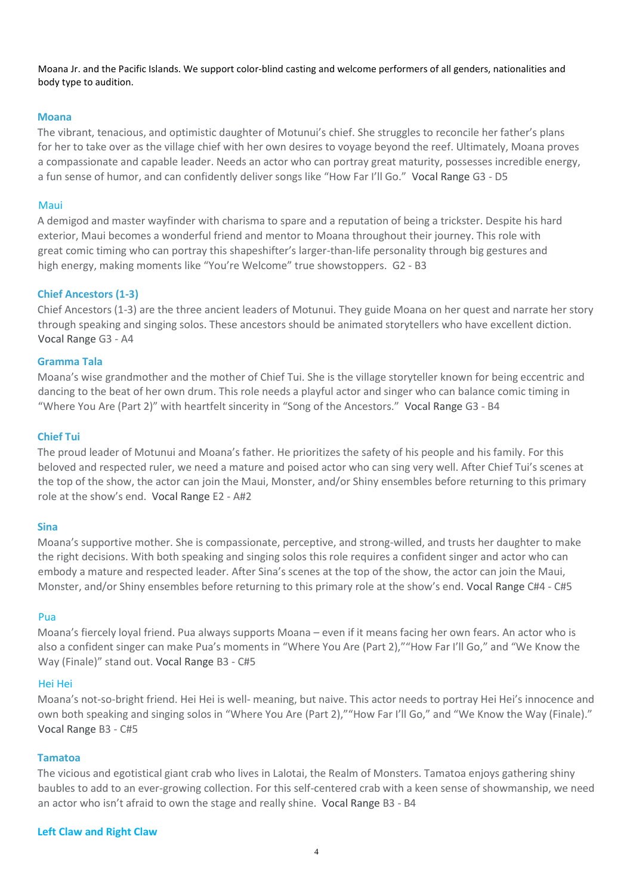Moana Jr. and the Pacific Islands. We support color-blind casting and welcome performers of all genders, nationalities and body type to audition.

### Moana

The vibrant, tenacious, and optimistic daughter of Motunui's chief. She struggles to reconcile her father's plans for her to take over as the village chief with her own desires to voyage beyond the reef. Ultimately, Moana proves a compassionate and capable leader. Needs an actor who can portray great maturity, possesses incredible energy, a fun sense of humor, and can confidently deliver songs like "How Far I'll Go." Vocal Range G3 - D5

### Maui

A demigod and master wayfinder with charisma to spare and a reputation of being a trickster. Despite his hard exterior, Maui becomes a wonderful friend and mentor to Moana throughout their journey. This role with great comic timing who can portray this shapeshifter's larger-than-life personality through big gestures and high energy, making moments like "You're Welcome" true showstoppers. G2 - B3

### Chief Ancestors (1-3)

Chief Ancestors (1-3) are the three ancient leaders of Motunui. They guide Moana on her quest and narrate her story through speaking and singing solos. These ancestors should be animated storytellers who have excellent diction. Vocal Range G3 - A4

### Gramma Tala

Moana's wise grandmother and the mother of Chief Tui. She is the village storyteller known for being eccentric and dancing to the beat of her own drum. This role needs a playful actor and singer who can balance comic timing in "Where You Are (Part 2)" with heartfelt sincerity in "Song of the Ancestors." Vocal Range G3 - B4

### Chief Tui

The proud leader of Motunui and Moana's father. He prioritizes the safety of his people and his family. For this beloved and respected ruler, we need a mature and poised actor who can sing very well. After Chief Tui's scenes at the top of the show, the actor can join the Maui, Monster, and/or Shiny ensembles before returning to this primary role at the show's end. Vocal Range E2 - A#2

### Sina

Moana's supportive mother. She is compassionate, perceptive, and strong-willed, and trusts her daughter to make the right decisions. With both speaking and singing solos this role requires a confident singer and actor who can embody a mature and respected leader. After Sina's scenes at the top of the show, the actor can join the Maui, Monster, and/or Shiny ensembles before returning to this primary role at the show's end. Vocal Range C#4 - C#5

### Pua

Moana's fiercely loyal friend. Pua always supports Moana – even if it means facing her own fears. An actor who is also a confident singer can make Pua's moments in "Where You Are (Part 2),""How Far I'll Go," and "We Know the Way (Finale)" stand out. Vocal Range B3 - C#5

### Hei Hei

Moana's not-so-bright friend. Hei Hei is well- meaning, but naive. This actor needs to portray Hei Hei's innocence and own both speaking and singing solos in "Where You Are (Part 2),""How Far I'll Go," and "We Know the Way (Finale)." Vocal Range B3 - C#5

### Tamatoa

The vicious and egotistical giant crab who lives in Lalotai, the Realm of Monsters. Tamatoa enjoys gathering shiny baubles to add to an ever-growing collection. For this self-centered crab with a keen sense of showmanship, we need an actor who isn't afraid to own the stage and really shine. Vocal Range B3 - B4

### Left Claw and Right Claw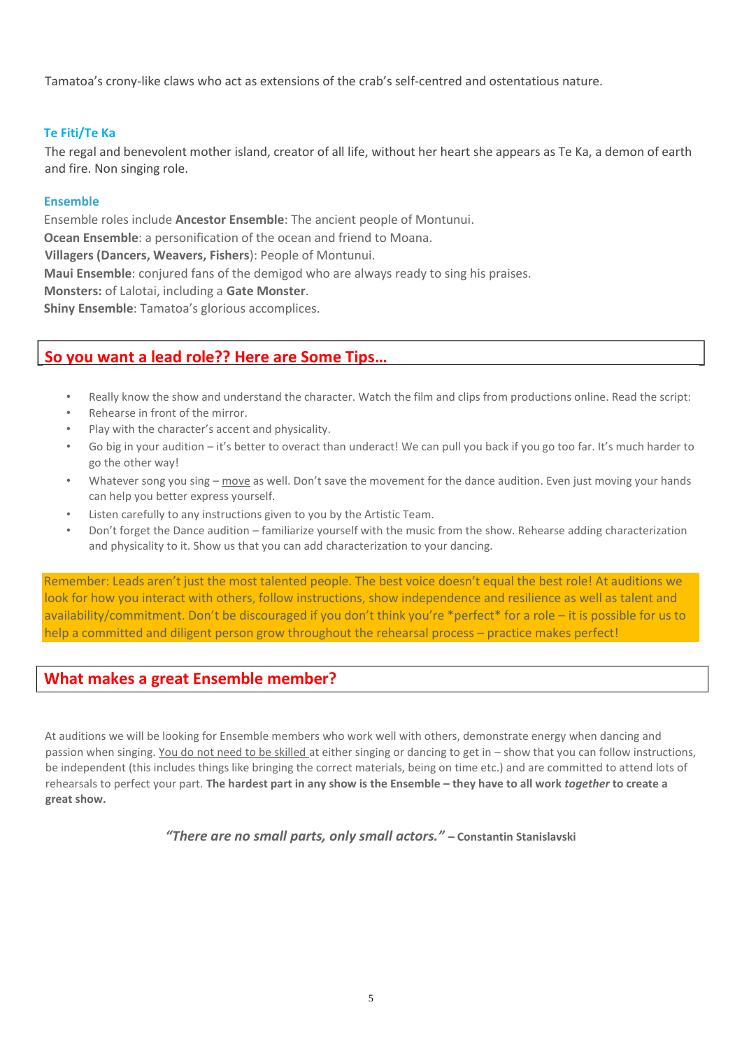Tamatoa's crony-like claws who act as extensions of the crab's self-centred and ostentatious nature.

### Te Fiti/Te Ka

The regal and benevolent mother island, creator of all life, without her heart she appears as Te Ka, a demon of earth and fire. Non singing role.

### Ensemble

Ensemble roles include **Ancestor Ensemble**: The ancient people of Montunui.
**Ocean Ensemble**: a personification of the ocean and friend to Moana.
**Villagers (Dancers, Weavers, Fishers**): People of Montunui.
**Maui Ensemble**: conjured fans of the demigod who are always ready to sing his praises.
**Monsters:** of Lalotai, including a **Gate Monster**.
**Shiny Ensemble**: Tamatoa's glorious accomplices.

## So you want a lead role?? Here are Some Tips…

- Really know the show and understand the character. Watch the film and clips from productions online. Read the script:
- Rehearse in front of the mirror.
- Play with the character's accent and physicality.
- Go big in your audition – it's better to overact than underact! We can pull you back if you go too far. It's much harder to go the other way!
- Whatever song you sing – move as well. Don't save the movement for the dance audition. Even just moving your hands can help you better express yourself.
- Listen carefully to any instructions given to you by the Artistic Team.
- Don't forget the Dance audition – familiarize yourself with the music from the show. Rehearse adding characterization and physicality to it. Show us that you can add characterization to your dancing.

Remember: Leads aren't just the most talented people. The best voice doesn't equal the best role! At auditions we look for how you interact with others, follow instructions, show independence and resilience as well as talent and availability/commitment. Don't be discouraged if you don't think you're *perfect* for a role – it is possible for us to help a committed and diligent person grow throughout the rehearsal process – practice makes perfect!

## What makes a great Ensemble member?

At auditions we will be looking for Ensemble members who work well with others, demonstrate energy when dancing and passion when singing. You do not need to be skilled at either singing or dancing to get in – show that you can follow instructions, be independent (this includes things like bringing the correct materials, being on time etc.) and are committed to attend lots of rehearsals to perfect your part. **The hardest part in any show is the Ensemble – they have to all work *together* to create a great show.**

*"There are no small parts, only small actors."* **– Constantin Stanislavski**